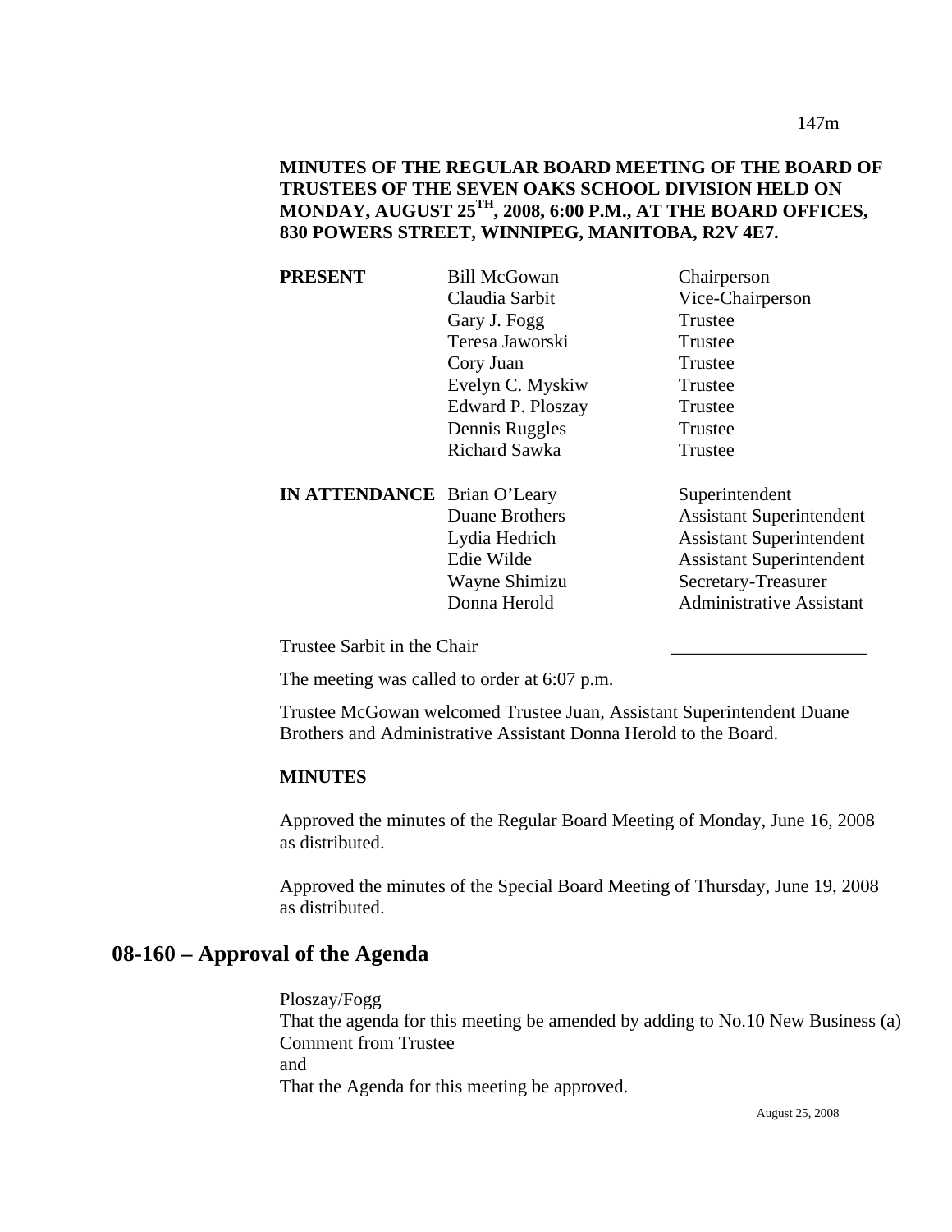**MINUTES OF THE REGULAR BOARD MEETING OF THE BOARD OF TRUSTEES OF THE SEVEN OAKS SCHOOL DIVISION HELD ON MONDAY, AUGUST 25TH, 2008, 6:00 P.M., AT THE BOARD OFFICES, 830 POWERS STREET, WINNIPEG, MANITOBA, R2V 4E7.**

| | | |
|---|---|---|
| **PRESENT** | Bill McGowan | Chairperson |
| | Claudia Sarbit | Vice-Chairperson |
| | Gary J. Fogg | Trustee |
| | Teresa Jaworski | Trustee |
| | Cory Juan | Trustee |
| | Evelyn C. Myskiw | Trustee |
| | Edward P. Ploszay | Trustee |
| | Dennis Ruggles | Trustee |
| | Richard Sawka | Trustee |
| **IN ATTENDANCE** | Brian O'Leary | Superintendent |
| | Duane Brothers | Assistant Superintendent |
| | Lydia Hedrich | Assistant Superintendent |
| | Edie Wilde | Assistant Superintendent |
| | Wayne Shimizu | Secretary-Treasurer |
| | Donna Herold | Administrative Assistant |

Trustee Sarbit in the Chair

The meeting was called to order at 6:07 p.m.

Trustee McGowan welcomed Trustee Juan, Assistant Superintendent Duane Brothers and Administrative Assistant Donna Herold to the Board.

**MINUTES**

Approved the minutes of the Regular Board Meeting of Monday, June 16, 2008 as distributed.

Approved the minutes of the Special Board Meeting of Thursday, June 19, 2008 as distributed.

## 08-160 – Approval of the Agenda

Ploszay/Fogg
That the agenda for this meeting be amended by adding to No.10 New Business (a) Comment from Trustee
and
That the Agenda for this meeting be approved.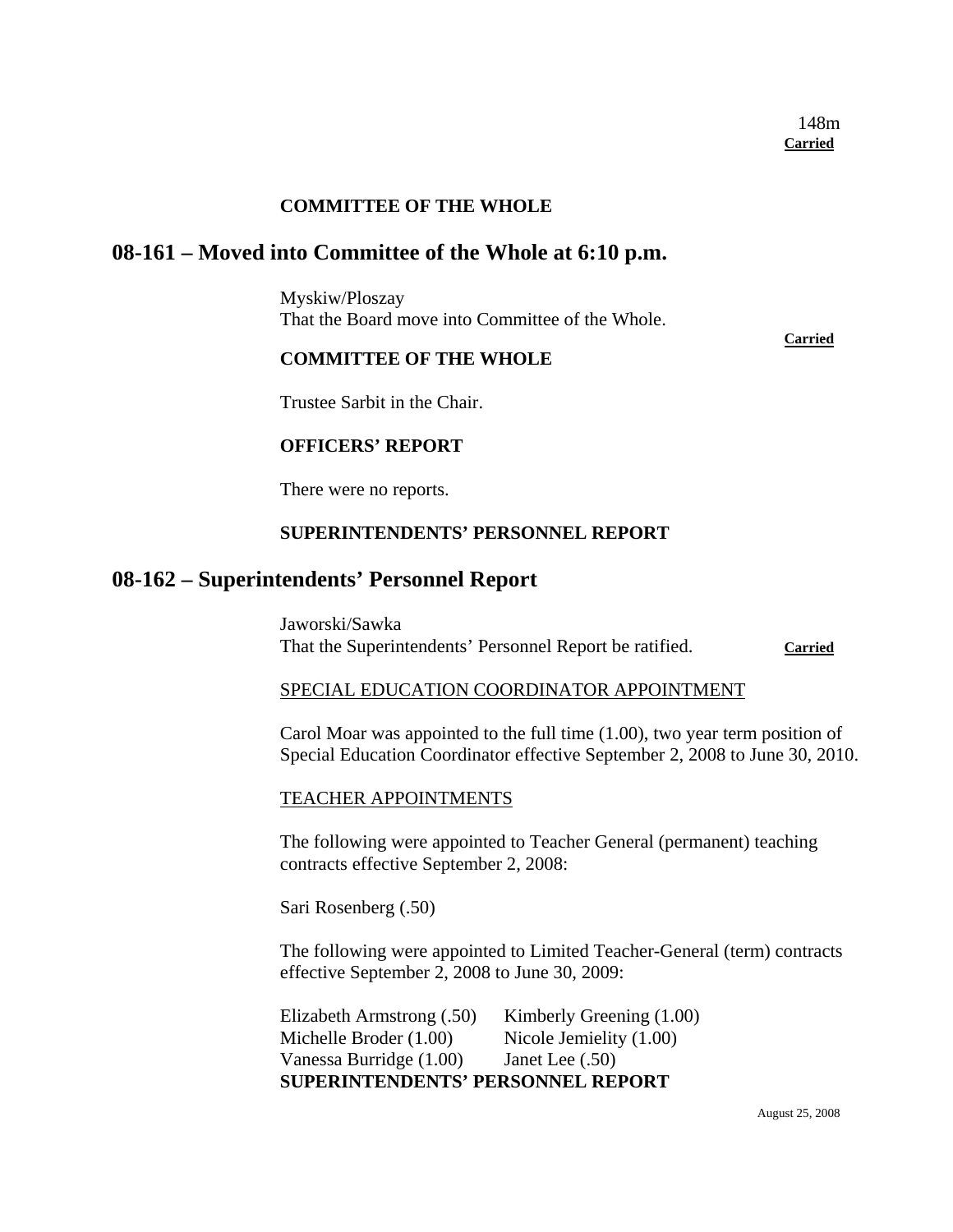148m
**Carried**

**COMMITTEE OF THE WHOLE**

## 08-161 – Moved into Committee of the Whole at 6:10 p.m.

Myskiw/Ploszay
That the Board move into Committee of the Whole.

**Carried**

**COMMITTEE OF THE WHOLE**

Trustee Sarbit in the Chair.

**OFFICERS' REPORT**

There were no reports.

**SUPERINTENDENTS' PERSONNEL REPORT**

## 08-162 – Superintendents' Personnel Report

Jaworski/Sawka
That the Superintendents' Personnel Report be ratified. **Carried**

SPECIAL EDUCATION COORDINATOR APPOINTMENT

Carol Moar was appointed to the full time (1.00), two year term position of Special Education Coordinator effective September 2, 2008 to June 30, 2010.

TEACHER APPOINTMENTS

The following were appointed to Teacher General (permanent) teaching contracts effective September 2, 2008:

Sari Rosenberg (.50)

The following were appointed to Limited Teacher-General (term) contracts effective September 2, 2008 to June 30, 2009:

Elizabeth Armstrong (.50)
Michelle Broder (1.00)
Vanessa Burridge (1.00)
Kimberly Greening (1.00)
Nicole Jemielity (1.00)
Janet Lee (.50)

**SUPERINTENDENTS' PERSONNEL REPORT**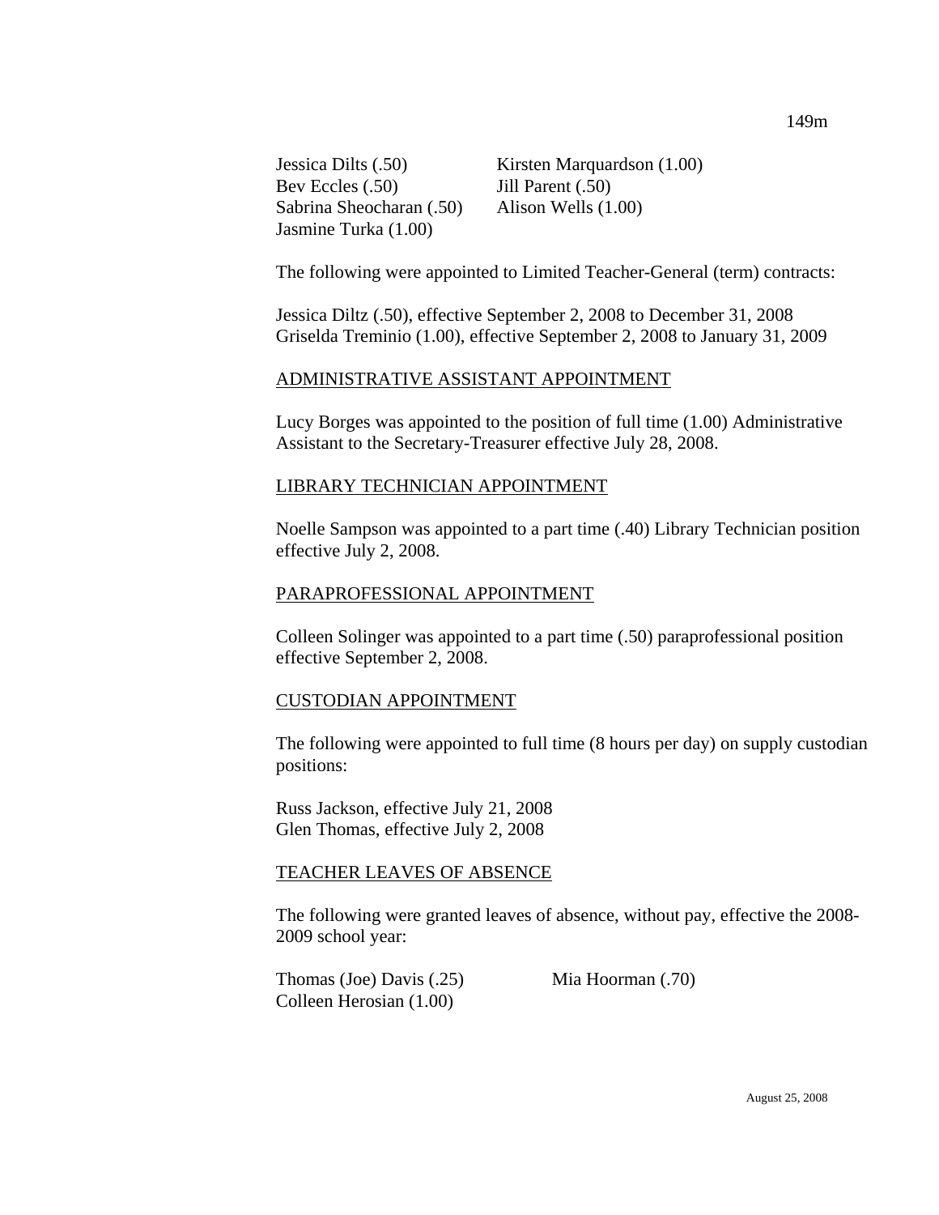Jessica Dilts (.50)
Bev Eccles (.50)
Sabrina Sheocharan (.50)
Jasmine Turka (1.00)
Kirsten Marquardson (1.00)
Jill Parent (.50)
Alison Wells (1.00)

The following were appointed to Limited Teacher-General (term) contracts:

Jessica Diltz (.50), effective September 2, 2008 to December 31, 2008
Griselda Treminio (1.00), effective September 2, 2008 to January 31, 2009

## ADMINISTRATIVE ASSISTANT APPOINTMENT

Lucy Borges was appointed to the position of full time (1.00) Administrative Assistant to the Secretary-Treasurer effective July 28, 2008.

## LIBRARY TECHNICIAN APPOINTMENT

Noelle Sampson was appointed to a part time (.40) Library Technician position effective July 2, 2008.

## PARAPROFESSIONAL APPOINTMENT

Colleen Solinger was appointed to a part time (.50) paraprofessional position effective September 2, 2008.

## CUSTODIAN APPOINTMENT

The following were appointed to full time (8 hours per day) on supply custodian positions:

Russ Jackson, effective July 21, 2008
Glen Thomas, effective July 2, 2008

## TEACHER LEAVES OF ABSENCE

The following were granted leaves of absence, without pay, effective the 2008-2009 school year:

Thomas (Joe) Davis (.25)
Colleen Herosian (1.00)
Mia Hoorman (.70)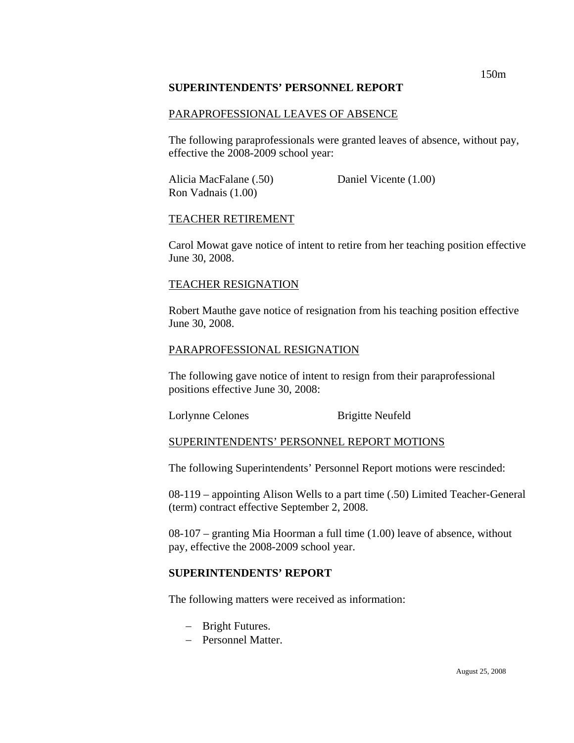## SUPERINTENDENTS' PERSONNEL REPORT

### PARAPROFESSIONAL LEAVES OF ABSENCE

The following paraprofessionals were granted leaves of absence, without pay, effective the 2008-2009 school year:

Alicia MacFalane (.50)
Daniel Vicente (1.00)
Ron Vadnais (1.00)

### TEACHER RETIREMENT

Carol Mowat gave notice of intent to retire from her teaching position effective June 30, 2008.

### TEACHER RESIGNATION

Robert Mauthe gave notice of resignation from his teaching position effective June 30, 2008.

### PARAPROFESSIONAL RESIGNATION

The following gave notice of intent to resign from their paraprofessional positions effective June 30, 2008:

Lorlynne Celones
Brigitte Neufeld

### SUPERINTENDENTS' PERSONNEL REPORT MOTIONS

The following Superintendents' Personnel Report motions were rescinded:

08-119 – appointing Alison Wells to a part time (.50) Limited Teacher-General (term) contract effective September 2, 2008.

08-107 – granting Mia Hoorman a full time (1.00) leave of absence, without pay, effective the 2008-2009 school year.

## SUPERINTENDENTS' REPORT

The following matters were received as information:

- Bright Futures.
- Personnel Matter.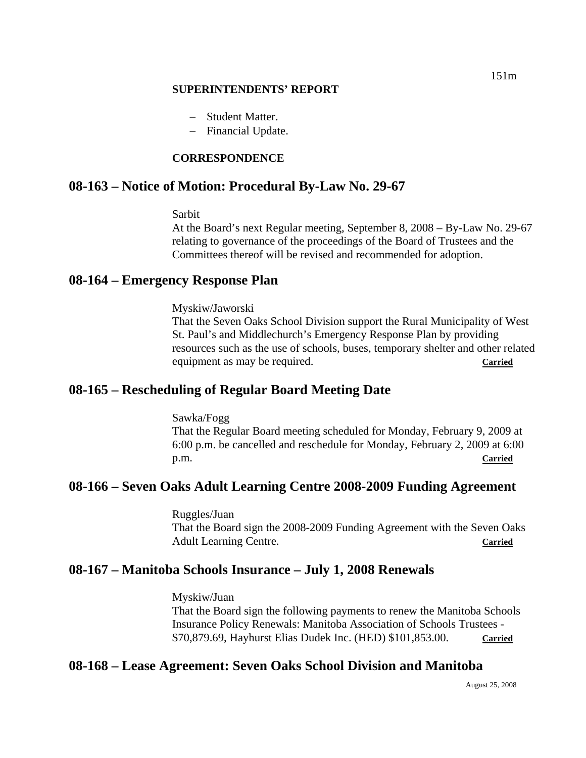**SUPERINTENDENTS' REPORT**

- Student Matter.
- Financial Update.

**CORRESPONDENCE**

## 08-163 – Notice of Motion: Procedural By-Law No. 29-67

Sarbit
At the Board's next Regular meeting, September 8, 2008 – By-Law No. 29-67 relating to governance of the proceedings of the Board of Trustees and the Committees thereof will be revised and recommended for adoption.

## 08-164 – Emergency Response Plan

Myskiw/Jaworski
That the Seven Oaks School Division support the Rural Municipality of West St. Paul's and Middlechurch's Emergency Response Plan by providing resources such as the use of schools, buses, temporary shelter and other related equipment as may be required. **Carried**

## 08-165 – Rescheduling of Regular Board Meeting Date

Sawka/Fogg
That the Regular Board meeting scheduled for Monday, February 9, 2009 at 6:00 p.m. be cancelled and reschedule for Monday, February 2, 2009 at 6:00 p.m. **Carried**

## 08-166 – Seven Oaks Adult Learning Centre 2008-2009 Funding Agreement

Ruggles/Juan
That the Board sign the 2008-2009 Funding Agreement with the Seven Oaks Adult Learning Centre. **Carried**

## 08-167 – Manitoba Schools Insurance – July 1, 2008 Renewals

Myskiw/Juan
That the Board sign the following payments to renew the Manitoba Schools Insurance Policy Renewals: Manitoba Association of Schools Trustees - $70,879.69, Hayhurst Elias Dudek Inc. (HED) $101,853.00. **Carried**

## 08-168 – Lease Agreement: Seven Oaks School Division and Manitoba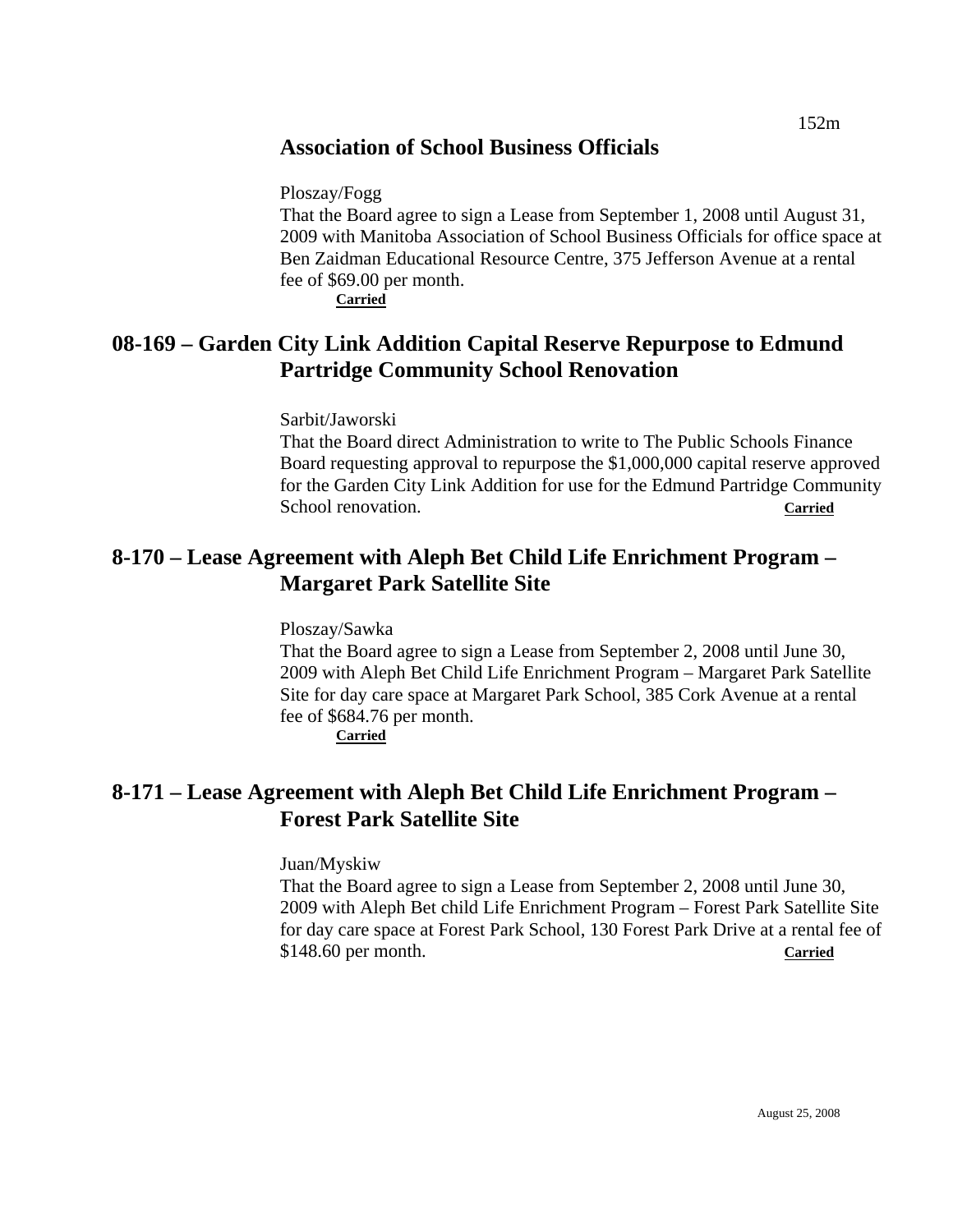## Association of School Business Officials

Ploszay/Fogg

That the Board agree to sign a Lease from September 1, 2008 until August 31, 2009 with Manitoba Association of School Business Officials for office space at Ben Zaidman Educational Resource Centre, 375 Jefferson Avenue at a rental fee of $69.00 per month.

**Carried**

## 08-169 – Garden City Link Addition Capital Reserve Repurpose to Edmund Partridge Community School Renovation

Sarbit/Jaworski

That the Board direct Administration to write to The Public Schools Finance Board requesting approval to repurpose the $1,000,000 capital reserve approved for the Garden City Link Addition for use for the Edmund Partridge Community School renovation. **Carried**

## 8-170 – Lease Agreement with Aleph Bet Child Life Enrichment Program – Margaret Park Satellite Site

Ploszay/Sawka

That the Board agree to sign a Lease from September 2, 2008 until June 30, 2009 with Aleph Bet Child Life Enrichment Program – Margaret Park Satellite Site for day care space at Margaret Park School, 385 Cork Avenue at a rental fee of $684.76 per month.

**Carried**

## 8-171 – Lease Agreement with Aleph Bet Child Life Enrichment Program – Forest Park Satellite Site

Juan/Myskiw

That the Board agree to sign a Lease from September 2, 2008 until June 30, 2009 with Aleph Bet child Life Enrichment Program – Forest Park Satellite Site for day care space at Forest Park School, 130 Forest Park Drive at a rental fee of $148.60 per month. **Carried**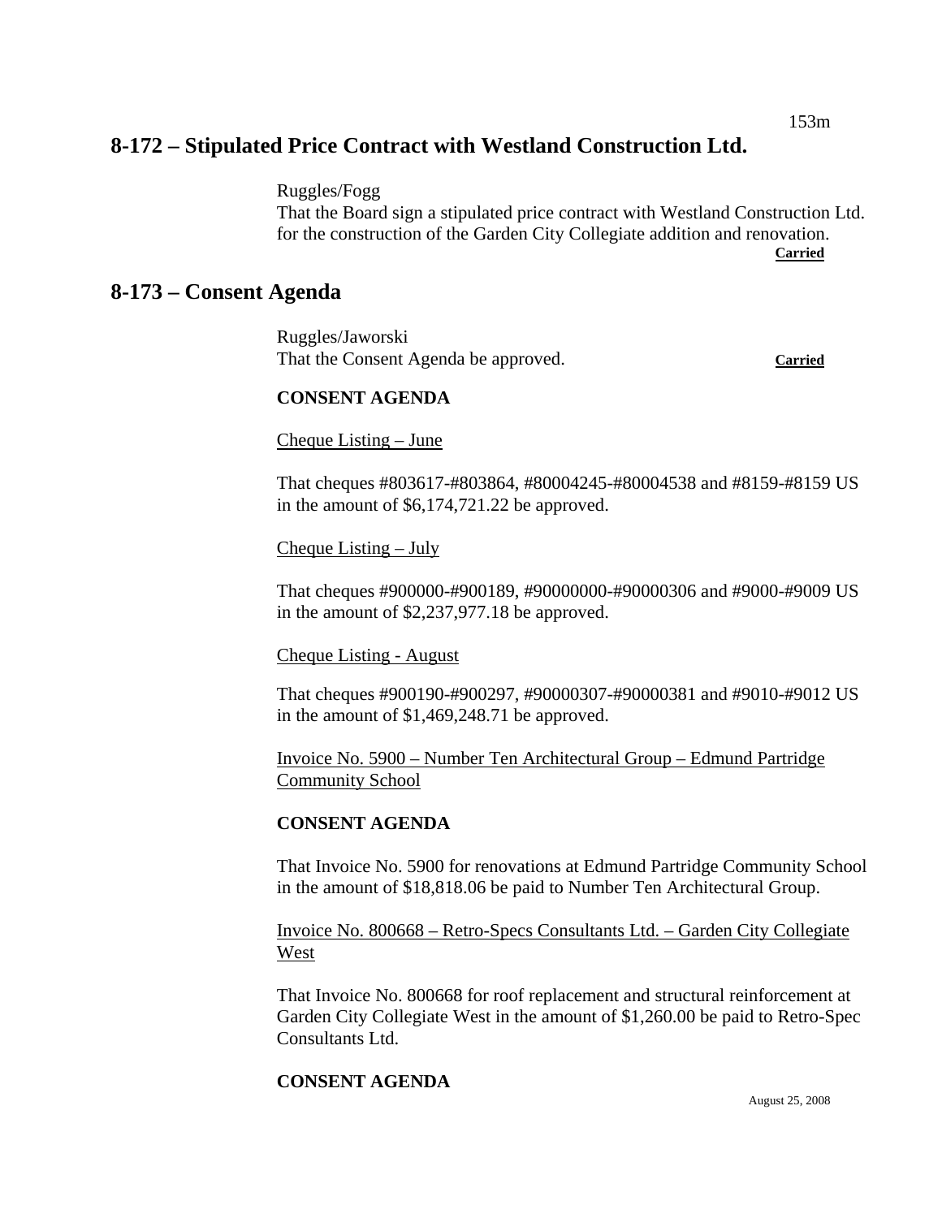## 8-172 – Stipulated Price Contract with Westland Construction Ltd.

Ruggles/Fogg
That the Board sign a stipulated price contract with Westland Construction Ltd. for the construction of the Garden City Collegiate addition and renovation.
**Carried**

## 8-173 – Consent Agenda

Ruggles/Jaworski
That the Consent Agenda be approved. **Carried**

**CONSENT AGENDA**

Cheque Listing – June

That cheques #803617-#803864, #80004245-#80004538 and #8159-#8159 US in the amount of $6,174,721.22 be approved.

Cheque Listing – July

That cheques #900000-#900189, #90000000-#90000306 and #9000-#9009 US in the amount of $2,237,977.18 be approved.

Cheque Listing - August

That cheques #900190-#900297, #90000307-#90000381 and #9010-#9012 US in the amount of $1,469,248.71 be approved.

Invoice No. 5900 – Number Ten Architectural Group – Edmund Partridge Community School

**CONSENT AGENDA**

That Invoice No. 5900 for renovations at Edmund Partridge Community School in the amount of $18,818.06 be paid to Number Ten Architectural Group.

Invoice No. 800668 – Retro-Specs Consultants Ltd. – Garden City Collegiate West

That Invoice No. 800668 for roof replacement and structural reinforcement at Garden City Collegiate West in the amount of $1,260.00 be paid to Retro-Spec Consultants Ltd.

**CONSENT AGENDA**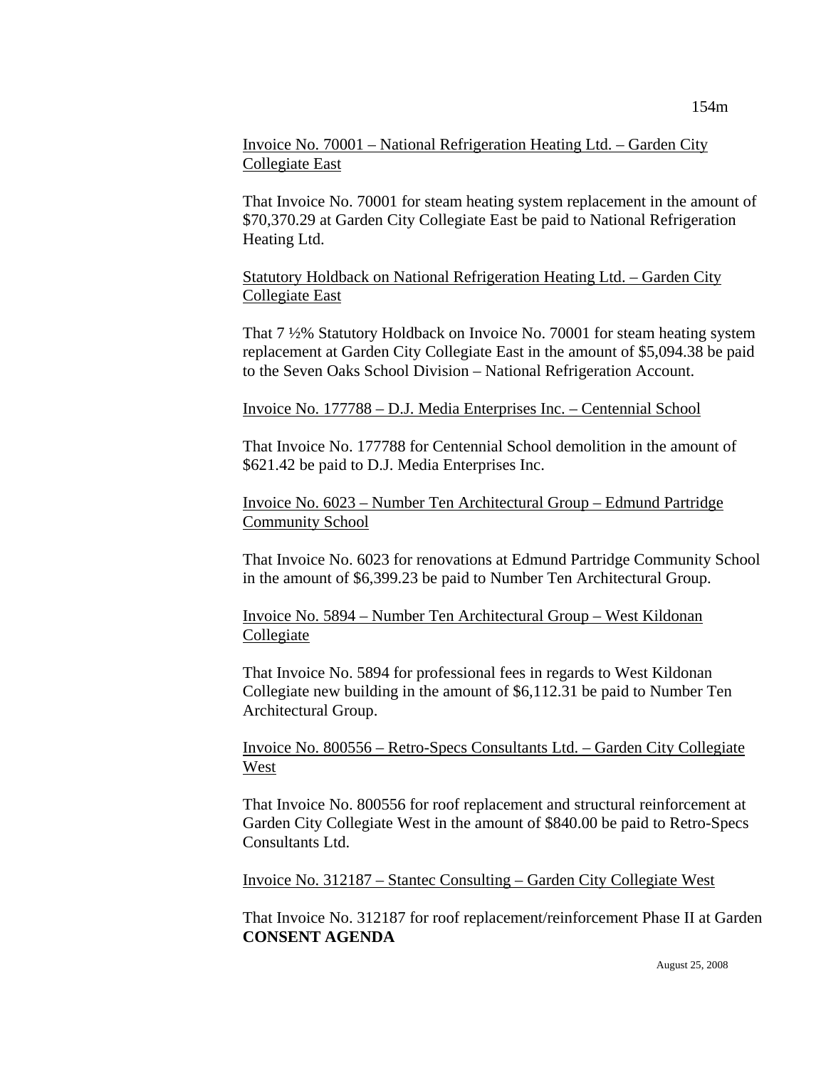Invoice No. 70001 – National Refrigeration Heating Ltd. – Garden City Collegiate East

That Invoice No. 70001 for steam heating system replacement in the amount of $70,370.29 at Garden City Collegiate East be paid to National Refrigeration Heating Ltd.

Statutory Holdback on National Refrigeration Heating Ltd. – Garden City Collegiate East

That 7 ½% Statutory Holdback on Invoice No. 70001 for steam heating system replacement at Garden City Collegiate East in the amount of $5,094.38 be paid to the Seven Oaks School Division – National Refrigeration Account.

Invoice No. 177788 – D.J. Media Enterprises Inc. – Centennial School

That Invoice No. 177788 for Centennial School demolition in the amount of $621.42 be paid to D.J. Media Enterprises Inc.

Invoice No. 6023 – Number Ten Architectural Group – Edmund Partridge Community School

That Invoice No. 6023 for renovations at Edmund Partridge Community School in the amount of $6,399.23 be paid to Number Ten Architectural Group.

Invoice No. 5894 – Number Ten Architectural Group – West Kildonan Collegiate

That Invoice No. 5894 for professional fees in regards to West Kildonan Collegiate new building in the amount of $6,112.31 be paid to Number Ten Architectural Group.

Invoice No. 800556 – Retro-Specs Consultants Ltd. – Garden City Collegiate West

That Invoice No. 800556 for roof replacement and structural reinforcement at Garden City Collegiate West in the amount of $840.00 be paid to Retro-Specs Consultants Ltd.

Invoice No. 312187 – Stantec Consulting – Garden City Collegiate West

That Invoice No. 312187 for roof replacement/reinforcement Phase II at Garden

**CONSENT AGENDA**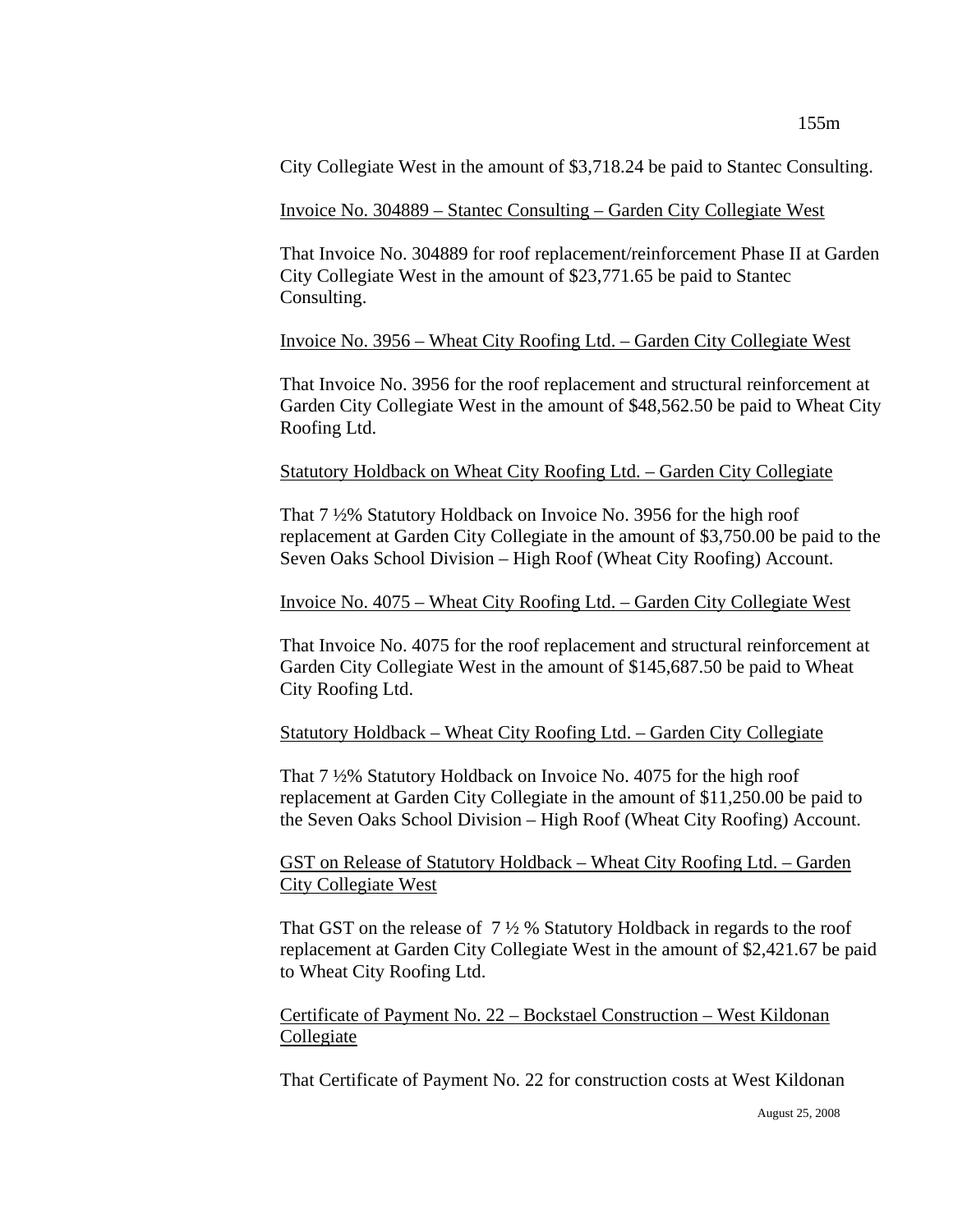City Collegiate West in the amount of $3,718.24 be paid to Stantec Consulting.

<u>Invoice No. 304889 – Stantec Consulting – Garden City Collegiate West</u>

That Invoice No. 304889 for roof replacement/reinforcement Phase II at Garden City Collegiate West in the amount of $23,771.65 be paid to Stantec Consulting.

<u>Invoice No. 3956 – Wheat City Roofing Ltd. – Garden City Collegiate West</u>

That Invoice No. 3956 for the roof replacement and structural reinforcement at Garden City Collegiate West in the amount of $48,562.50 be paid to Wheat City Roofing Ltd.

<u>Statutory Holdback on Wheat City Roofing Ltd. – Garden City Collegiate</u>

That 7 ½% Statutory Holdback on Invoice No. 3956 for the high roof replacement at Garden City Collegiate in the amount of $3,750.00 be paid to the Seven Oaks School Division – High Roof (Wheat City Roofing) Account.

<u>Invoice No. 4075 – Wheat City Roofing Ltd. – Garden City Collegiate West</u>

That Invoice No. 4075 for the roof replacement and structural reinforcement at Garden City Collegiate West in the amount of $145,687.50 be paid to Wheat City Roofing Ltd.

<u>Statutory Holdback – Wheat City Roofing Ltd. – Garden City Collegiate</u>

That 7 ½% Statutory Holdback on Invoice No. 4075 for the high roof replacement at Garden City Collegiate in the amount of $11,250.00 be paid to the Seven Oaks School Division – High Roof (Wheat City Roofing) Account.

<u>GST on Release of Statutory Holdback – Wheat City Roofing Ltd. – Garden City Collegiate West</u>

That GST on the release of 7 ½ % Statutory Holdback in regards to the roof replacement at Garden City Collegiate West in the amount of $2,421.67 be paid to Wheat City Roofing Ltd.

<u>Certificate of Payment No. 22 – Bockstael Construction – West Kildonan Collegiate</u>

That Certificate of Payment No. 22 for construction costs at West Kildonan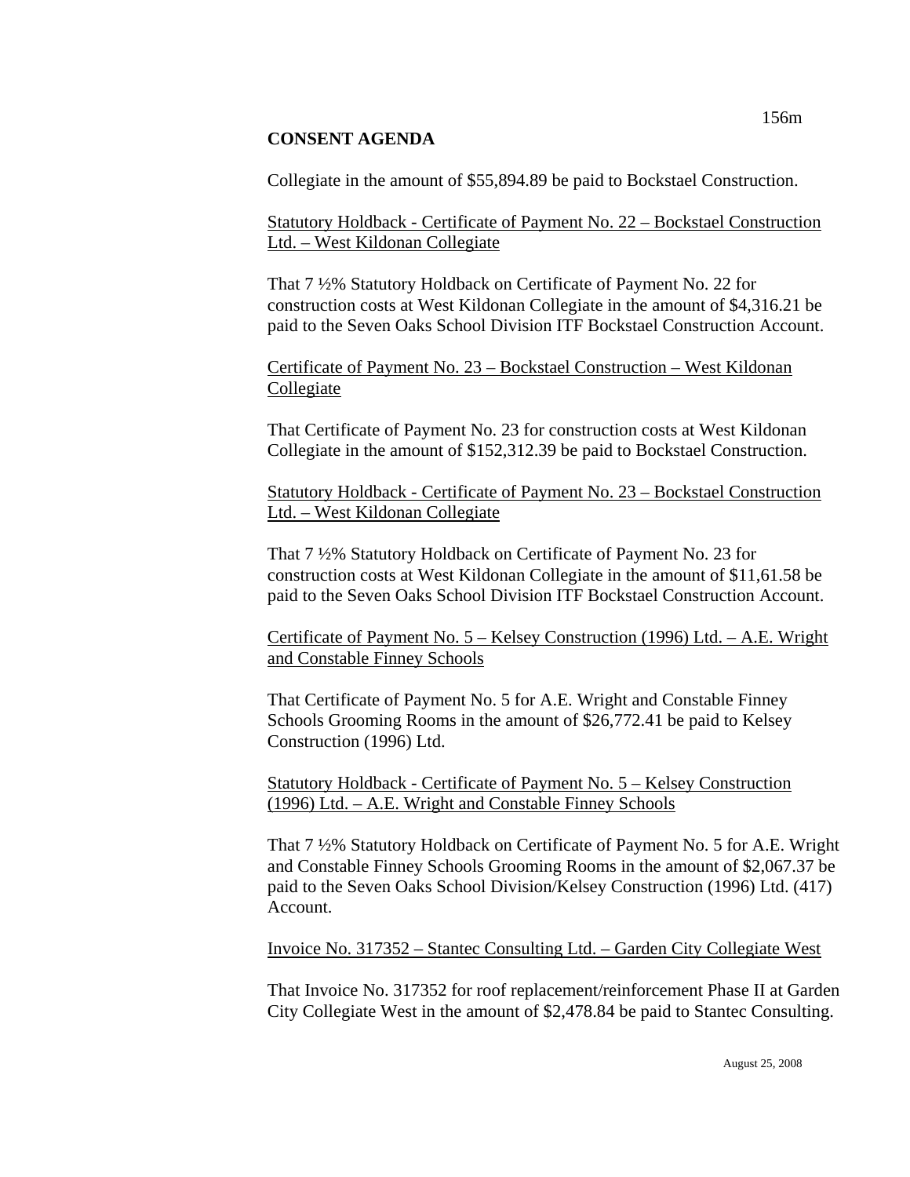## CONSENT AGENDA

Collegiate in the amount of $55,894.89 be paid to Bockstael Construction.

Statutory Holdback - Certificate of Payment No. 22 – Bockstael Construction Ltd. – West Kildonan Collegiate

That 7 ½% Statutory Holdback on Certificate of Payment No. 22 for construction costs at West Kildonan Collegiate in the amount of $4,316.21 be paid to the Seven Oaks School Division ITF Bockstael Construction Account.

Certificate of Payment No. 23 – Bockstael Construction – West Kildonan Collegiate

That Certificate of Payment No. 23 for construction costs at West Kildonan Collegiate in the amount of $152,312.39 be paid to Bockstael Construction.

Statutory Holdback - Certificate of Payment No. 23 – Bockstael Construction Ltd. – West Kildonan Collegiate

That 7 ½% Statutory Holdback on Certificate of Payment No. 23 for construction costs at West Kildonan Collegiate in the amount of $11,61.58 be paid to the Seven Oaks School Division ITF Bockstael Construction Account.

Certificate of Payment No. 5 – Kelsey Construction (1996) Ltd. – A.E. Wright and Constable Finney Schools

That Certificate of Payment No. 5 for A.E. Wright and Constable Finney Schools Grooming Rooms in the amount of $26,772.41 be paid to Kelsey Construction (1996) Ltd.

Statutory Holdback - Certificate of Payment No. 5 – Kelsey Construction (1996) Ltd. – A.E. Wright and Constable Finney Schools

That 7 ½% Statutory Holdback on Certificate of Payment No. 5 for A.E. Wright and Constable Finney Schools Grooming Rooms in the amount of $2,067.37 be paid to the Seven Oaks School Division/Kelsey Construction (1996) Ltd. (417) Account.

Invoice No. 317352 – Stantec Consulting Ltd. – Garden City Collegiate West

That Invoice No. 317352 for roof replacement/reinforcement Phase II at Garden City Collegiate West in the amount of $2,478.84 be paid to Stantec Consulting.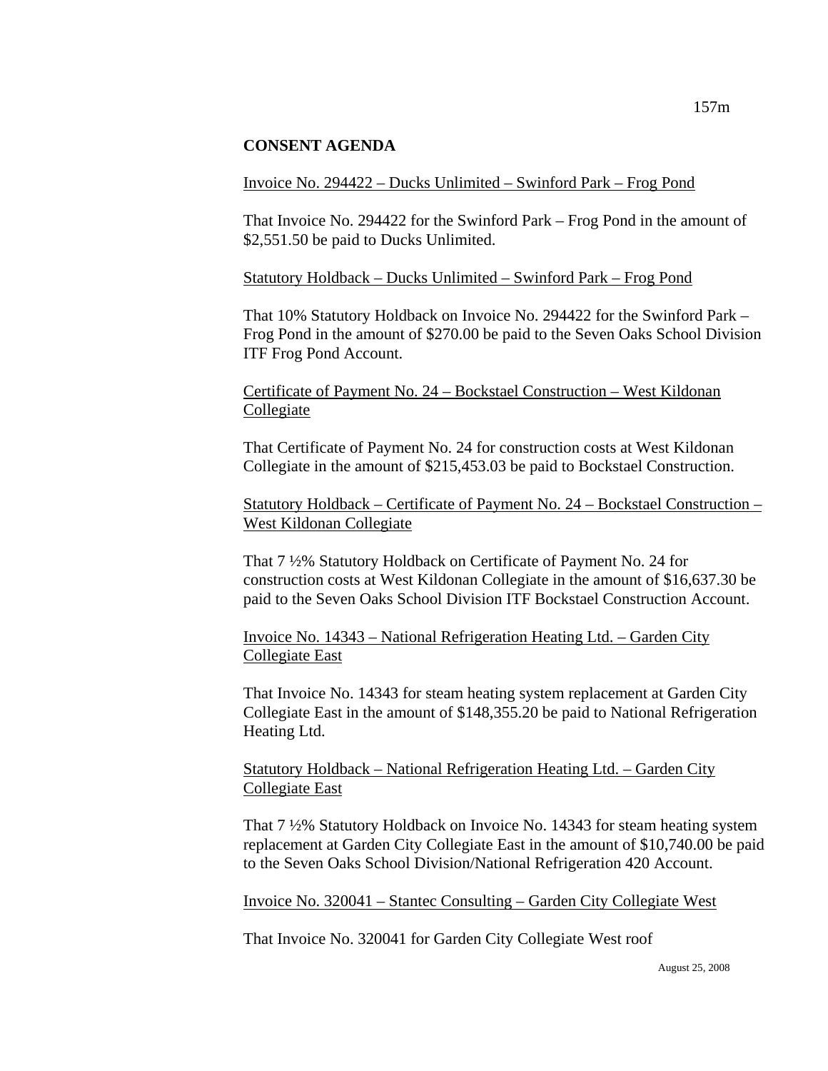**CONSENT AGENDA**

Invoice No. 294422 – Ducks Unlimited – Swinford Park – Frog Pond

That Invoice No. 294422 for the Swinford Park – Frog Pond in the amount of $2,551.50 be paid to Ducks Unlimited.

Statutory Holdback – Ducks Unlimited – Swinford Park – Frog Pond

That 10% Statutory Holdback on Invoice No. 294422 for the Swinford Park – Frog Pond in the amount of $270.00 be paid to the Seven Oaks School Division ITF Frog Pond Account.

Certificate of Payment No. 24 – Bockstael Construction – West Kildonan Collegiate

That Certificate of Payment No. 24 for construction costs at West Kildonan Collegiate in the amount of $215,453.03 be paid to Bockstael Construction.

Statutory Holdback – Certificate of Payment No. 24 – Bockstael Construction – West Kildonan Collegiate

That 7 ½% Statutory Holdback on Certificate of Payment No. 24 for construction costs at West Kildonan Collegiate in the amount of $16,637.30 be paid to the Seven Oaks School Division ITF Bockstael Construction Account.

Invoice No. 14343 – National Refrigeration Heating Ltd. – Garden City Collegiate East

That Invoice No. 14343 for steam heating system replacement at Garden City Collegiate East in the amount of $148,355.20 be paid to National Refrigeration Heating Ltd.

Statutory Holdback – National Refrigeration Heating Ltd. – Garden City Collegiate East

That 7 ½% Statutory Holdback on Invoice No. 14343 for steam heating system replacement at Garden City Collegiate East in the amount of $10,740.00 be paid to the Seven Oaks School Division/National Refrigeration 420 Account.

Invoice No. 320041 – Stantec Consulting – Garden City Collegiate West

That Invoice No. 320041 for Garden City Collegiate West roof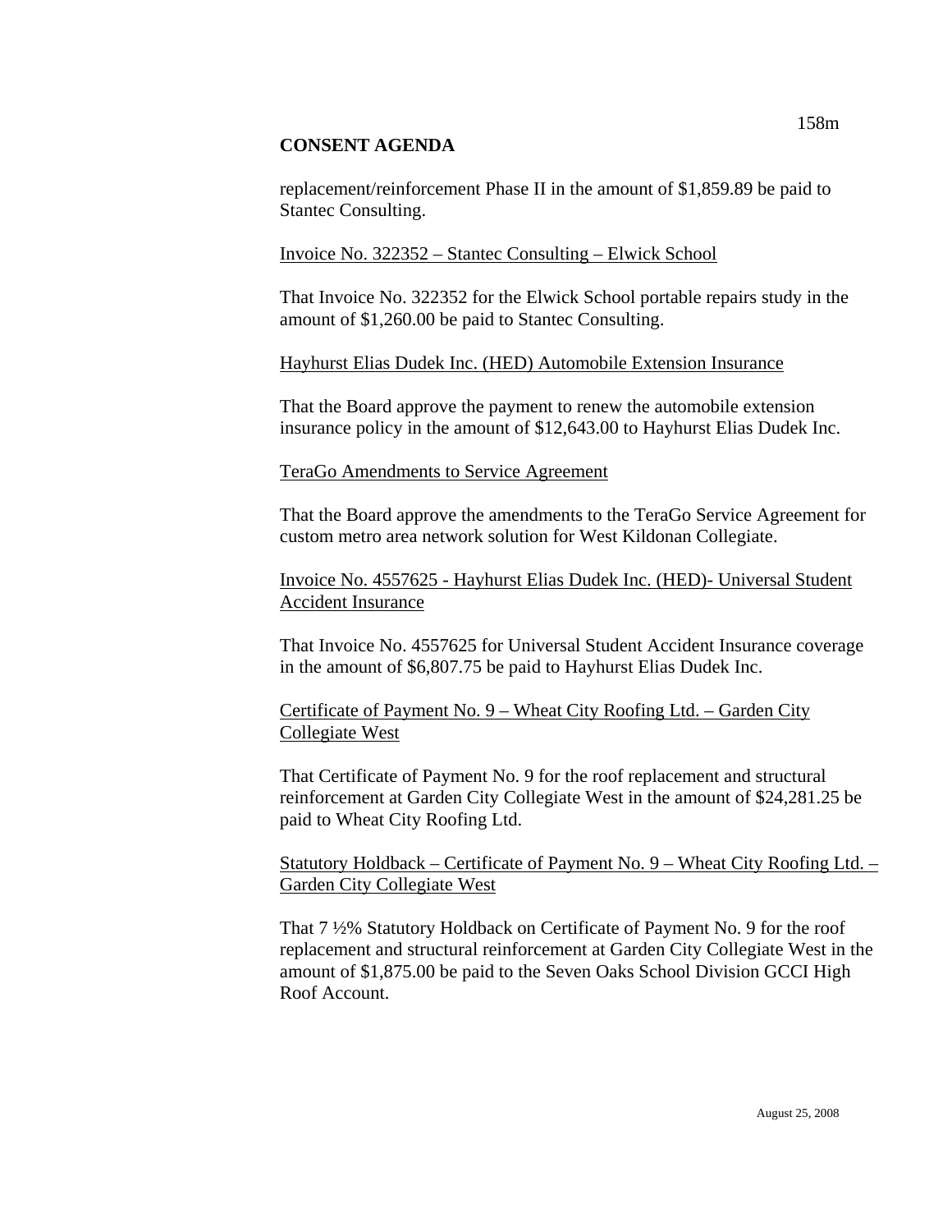**CONSENT AGENDA**

replacement/reinforcement Phase II in the amount of $1,859.89 be paid to Stantec Consulting.

Invoice No. 322352 – Stantec Consulting – Elwick School

That Invoice No. 322352 for the Elwick School portable repairs study in the amount of $1,260.00 be paid to Stantec Consulting.

Hayhurst Elias Dudek Inc. (HED) Automobile Extension Insurance

That the Board approve the payment to renew the automobile extension insurance policy in the amount of $12,643.00 to Hayhurst Elias Dudek Inc.

TeraGo Amendments to Service Agreement

That the Board approve the amendments to the TeraGo Service Agreement for custom metro area network solution for West Kildonan Collegiate.

Invoice No. 4557625 - Hayhurst Elias Dudek Inc. (HED)- Universal Student Accident Insurance

That Invoice No. 4557625 for Universal Student Accident Insurance coverage in the amount of $6,807.75 be paid to Hayhurst Elias Dudek Inc.

Certificate of Payment No. 9 – Wheat City Roofing Ltd. – Garden City Collegiate West

That Certificate of Payment No. 9 for the roof replacement and structural reinforcement at Garden City Collegiate West in the amount of $24,281.25 be paid to Wheat City Roofing Ltd.

Statutory Holdback – Certificate of Payment No. 9 – Wheat City Roofing Ltd. – Garden City Collegiate West

That 7 ½% Statutory Holdback on Certificate of Payment No. 9 for the roof replacement and structural reinforcement at Garden City Collegiate West in the amount of $1,875.00 be paid to the Seven Oaks School Division GCCI High Roof Account.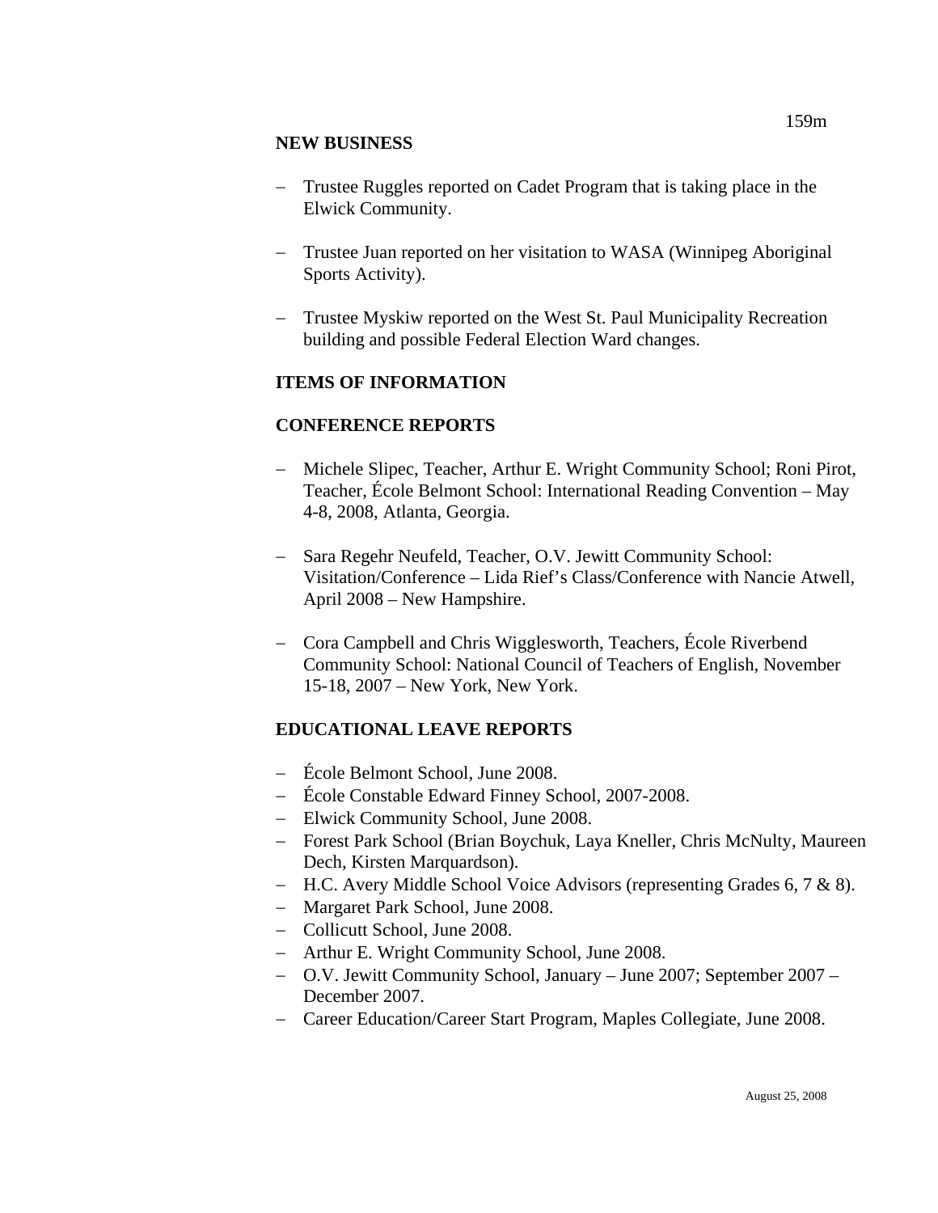**NEW BUSINESS**

- Trustee Ruggles reported on Cadet Program that is taking place in the Elwick Community.
- Trustee Juan reported on her visitation to WASA (Winnipeg Aboriginal Sports Activity).
- Trustee Myskiw reported on the West St. Paul Municipality Recreation building and possible Federal Election Ward changes.

**ITEMS OF INFORMATION**

**CONFERENCE REPORTS**

- Michele Slipec, Teacher, Arthur E. Wright Community School; Roni Pirot, Teacher, École Belmont School: International Reading Convention – May 4-8, 2008, Atlanta, Georgia.
- Sara Regehr Neufeld, Teacher, O.V. Jewitt Community School: Visitation/Conference – Lida Rief's Class/Conference with Nancie Atwell, April 2008 – New Hampshire.
- Cora Campbell and Chris Wigglesworth, Teachers, École Riverbend Community School: National Council of Teachers of English, November 15-18, 2007 – New York, New York.

**EDUCATIONAL LEAVE REPORTS**

- École Belmont School, June 2008.
- École Constable Edward Finney School, 2007-2008.
- Elwick Community School, June 2008.
- Forest Park School (Brian Boychuk, Laya Kneller, Chris McNulty, Maureen Dech, Kirsten Marquardson).
- H.C. Avery Middle School Voice Advisors (representing Grades 6, 7 & 8).
- Margaret Park School, June 2008.
- Collicutt School, June 2008.
- Arthur E. Wright Community School, June 2008.
- O.V. Jewitt Community School, January – June 2007; September 2007 – December 2007.
- Career Education/Career Start Program, Maples Collegiate, June 2008.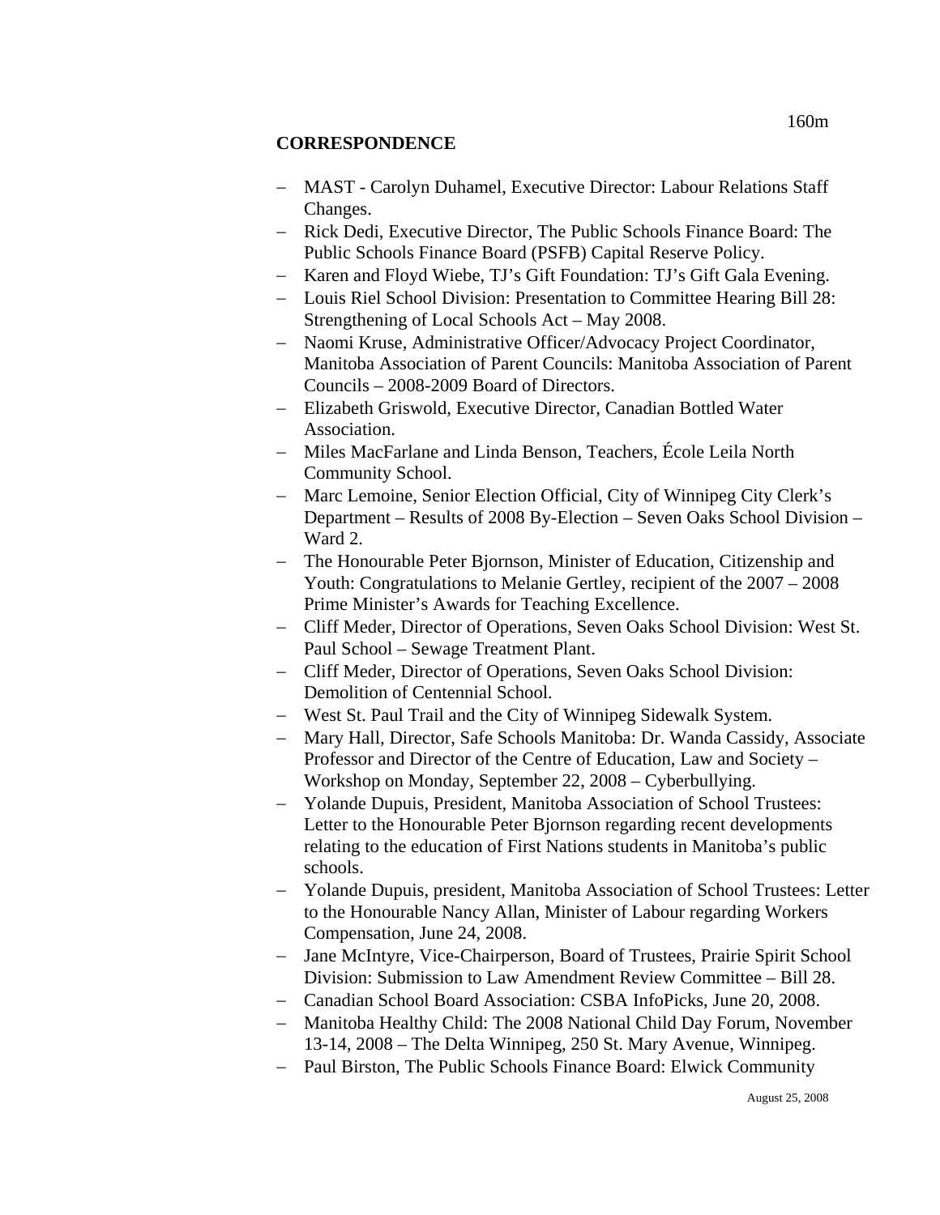## CORRESPONDENCE

- MAST - Carolyn Duhamel, Executive Director: Labour Relations Staff Changes.
- Rick Dedi, Executive Director, The Public Schools Finance Board: The Public Schools Finance Board (PSFB) Capital Reserve Policy.
- Karen and Floyd Wiebe, TJ's Gift Foundation: TJ's Gift Gala Evening.
- Louis Riel School Division: Presentation to Committee Hearing Bill 28: Strengthening of Local Schools Act – May 2008.
- Naomi Kruse, Administrative Officer/Advocacy Project Coordinator, Manitoba Association of Parent Councils: Manitoba Association of Parent Councils – 2008-2009 Board of Directors.
- Elizabeth Griswold, Executive Director, Canadian Bottled Water Association.
- Miles MacFarlane and Linda Benson, Teachers, École Leila North Community School.
- Marc Lemoine, Senior Election Official, City of Winnipeg City Clerk's Department – Results of 2008 By-Election – Seven Oaks School Division – Ward 2.
- The Honourable Peter Bjornson, Minister of Education, Citizenship and Youth: Congratulations to Melanie Gertley, recipient of the 2007 – 2008 Prime Minister's Awards for Teaching Excellence.
- Cliff Meder, Director of Operations, Seven Oaks School Division: West St. Paul School – Sewage Treatment Plant.
- Cliff Meder, Director of Operations, Seven Oaks School Division: Demolition of Centennial School.
- West St. Paul Trail and the City of Winnipeg Sidewalk System.
- Mary Hall, Director, Safe Schools Manitoba: Dr. Wanda Cassidy, Associate Professor and Director of the Centre of Education, Law and Society – Workshop on Monday, September 22, 2008 – Cyberbullying.
- Yolande Dupuis, President, Manitoba Association of School Trustees: Letter to the Honourable Peter Bjornson regarding recent developments relating to the education of First Nations students in Manitoba's public schools.
- Yolande Dupuis, president, Manitoba Association of School Trustees: Letter to the Honourable Nancy Allan, Minister of Labour regarding Workers Compensation, June 24, 2008.
- Jane McIntyre, Vice-Chairperson, Board of Trustees, Prairie Spirit School Division: Submission to Law Amendment Review Committee – Bill 28.
- Canadian School Board Association: CSBA InfoPicks, June 20, 2008.
- Manitoba Healthy Child: The 2008 National Child Day Forum, November 13-14, 2008 – The Delta Winnipeg, 250 St. Mary Avenue, Winnipeg.
- Paul Birston, The Public Schools Finance Board: Elwick Community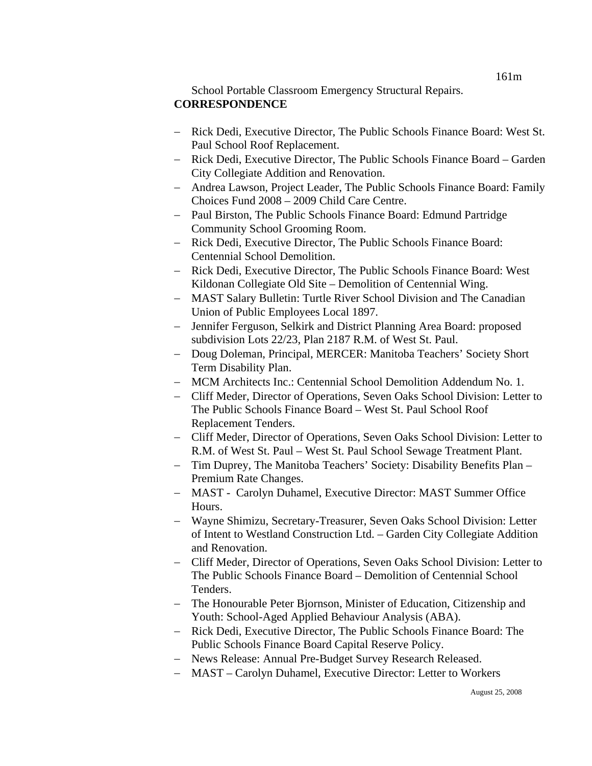School Portable Classroom Emergency Structural Repairs.

**CORRESPONDENCE**

- Rick Dedi, Executive Director, The Public Schools Finance Board: West St. Paul School Roof Replacement.
- Rick Dedi, Executive Director, The Public Schools Finance Board – Garden City Collegiate Addition and Renovation.
- Andrea Lawson, Project Leader, The Public Schools Finance Board: Family Choices Fund 2008 – 2009 Child Care Centre.
- Paul Birston, The Public Schools Finance Board: Edmund Partridge Community School Grooming Room.
- Rick Dedi, Executive Director, The Public Schools Finance Board: Centennial School Demolition.
- Rick Dedi, Executive Director, The Public Schools Finance Board: West Kildonan Collegiate Old Site – Demolition of Centennial Wing.
- MAST Salary Bulletin: Turtle River School Division and The Canadian Union of Public Employees Local 1897.
- Jennifer Ferguson, Selkirk and District Planning Area Board: proposed subdivision Lots 22/23, Plan 2187 R.M. of West St. Paul.
- Doug Doleman, Principal, MERCER: Manitoba Teachers' Society Short Term Disability Plan.
- MCM Architects Inc.: Centennial School Demolition Addendum No. 1.
- Cliff Meder, Director of Operations, Seven Oaks School Division: Letter to The Public Schools Finance Board – West St. Paul School Roof Replacement Tenders.
- Cliff Meder, Director of Operations, Seven Oaks School Division: Letter to R.M. of West St. Paul – West St. Paul School Sewage Treatment Plant.
- Tim Duprey, The Manitoba Teachers' Society: Disability Benefits Plan – Premium Rate Changes.
- MAST - Carolyn Duhamel, Executive Director: MAST Summer Office Hours.
- Wayne Shimizu, Secretary-Treasurer, Seven Oaks School Division: Letter of Intent to Westland Construction Ltd. – Garden City Collegiate Addition and Renovation.
- Cliff Meder, Director of Operations, Seven Oaks School Division: Letter to The Public Schools Finance Board – Demolition of Centennial School Tenders.
- The Honourable Peter Bjornson, Minister of Education, Citizenship and Youth: School-Aged Applied Behaviour Analysis (ABA).
- Rick Dedi, Executive Director, The Public Schools Finance Board: The Public Schools Finance Board Capital Reserve Policy.
- News Release: Annual Pre-Budget Survey Research Released.
- MAST – Carolyn Duhamel, Executive Director: Letter to Workers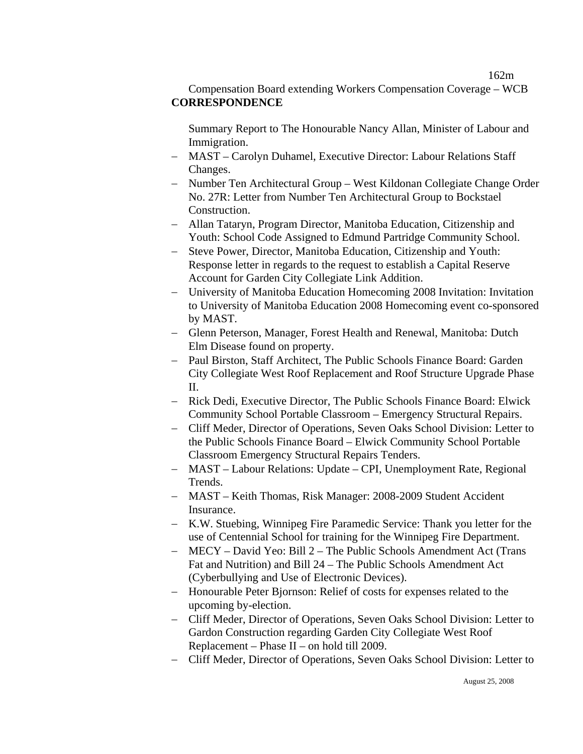Compensation Board extending Workers Compensation Coverage – WCB

**CORRESPONDENCE**

Summary Report to The Honourable Nancy Allan, Minister of Labour and Immigration.

- MAST – Carolyn Duhamel, Executive Director: Labour Relations Staff Changes.
- Number Ten Architectural Group – West Kildonan Collegiate Change Order No. 27R: Letter from Number Ten Architectural Group to Bockstael Construction.
- Allan Tataryn, Program Director, Manitoba Education, Citizenship and Youth: School Code Assigned to Edmund Partridge Community School.
- Steve Power, Director, Manitoba Education, Citizenship and Youth: Response letter in regards to the request to establish a Capital Reserve Account for Garden City Collegiate Link Addition.
- University of Manitoba Education Homecoming 2008 Invitation: Invitation to University of Manitoba Education 2008 Homecoming event co-sponsored by MAST.
- Glenn Peterson, Manager, Forest Health and Renewal, Manitoba: Dutch Elm Disease found on property.
- Paul Birston, Staff Architect, The Public Schools Finance Board: Garden City Collegiate West Roof Replacement and Roof Structure Upgrade Phase II.
- Rick Dedi, Executive Director, The Public Schools Finance Board: Elwick Community School Portable Classroom – Emergency Structural Repairs.
- Cliff Meder, Director of Operations, Seven Oaks School Division: Letter to the Public Schools Finance Board – Elwick Community School Portable Classroom Emergency Structural Repairs Tenders.
- MAST – Labour Relations: Update – CPI, Unemployment Rate, Regional Trends.
- MAST – Keith Thomas, Risk Manager: 2008-2009 Student Accident Insurance.
- K.W. Stuebing, Winnipeg Fire Paramedic Service: Thank you letter for the use of Centennial School for training for the Winnipeg Fire Department.
- MECY – David Yeo: Bill 2 – The Public Schools Amendment Act (Trans Fat and Nutrition) and Bill 24 – The Public Schools Amendment Act (Cyberbullying and Use of Electronic Devices).
- Honourable Peter Bjornson: Relief of costs for expenses related to the upcoming by-election.
- Cliff Meder, Director of Operations, Seven Oaks School Division: Letter to Gardon Construction regarding Garden City Collegiate West Roof Replacement – Phase II – on hold till 2009.
- Cliff Meder, Director of Operations, Seven Oaks School Division: Letter to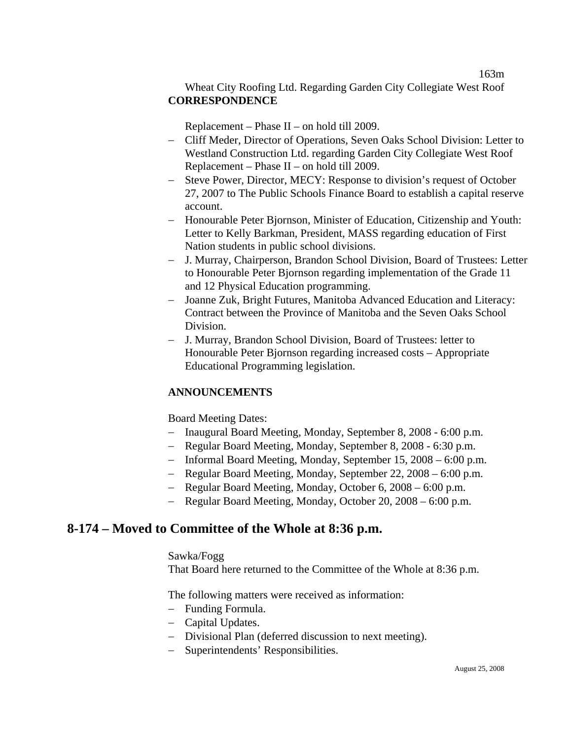Wheat City Roofing Ltd. Regarding Garden City Collegiate West Roof

**CORRESPONDENCE**

Replacement – Phase II – on hold till 2009.

- Cliff Meder, Director of Operations, Seven Oaks School Division: Letter to Westland Construction Ltd. regarding Garden City Collegiate West Roof Replacement – Phase II – on hold till 2009.
- Steve Power, Director, MECY: Response to division's request of October 27, 2007 to The Public Schools Finance Board to establish a capital reserve account.
- Honourable Peter Bjornson, Minister of Education, Citizenship and Youth: Letter to Kelly Barkman, President, MASS regarding education of First Nation students in public school divisions.
- J. Murray, Chairperson, Brandon School Division, Board of Trustees: Letter to Honourable Peter Bjornson regarding implementation of the Grade 11 and 12 Physical Education programming.
- Joanne Zuk, Bright Futures, Manitoba Advanced Education and Literacy: Contract between the Province of Manitoba and the Seven Oaks School Division.
- J. Murray, Brandon School Division, Board of Trustees: letter to Honourable Peter Bjornson regarding increased costs – Appropriate Educational Programming legislation.

**ANNOUNCEMENTS**

Board Meeting Dates:

- Inaugural Board Meeting, Monday, September 8, 2008 - 6:00 p.m.
- Regular Board Meeting, Monday, September 8, 2008 - 6:30 p.m.
- Informal Board Meeting, Monday, September 15, 2008 – 6:00 p.m.
- Regular Board Meeting, Monday, September 22, 2008 – 6:00 p.m.
- Regular Board Meeting, Monday, October 6, 2008 – 6:00 p.m.
- Regular Board Meeting, Monday, October 20, 2008 – 6:00 p.m.

## 8-174 – Moved to Committee of the Whole at 8:36 p.m.

Sawka/Fogg
That Board here returned to the Committee of the Whole at 8:36 p.m.

The following matters were received as information:

- Funding Formula.
- Capital Updates.
- Divisional Plan (deferred discussion to next meeting).
- Superintendents' Responsibilities.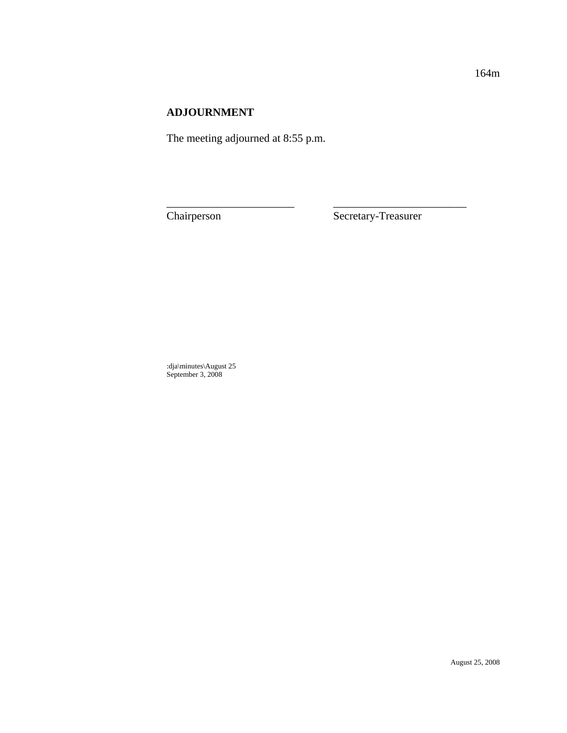## ADJOURNMENT

The meeting adjourned at 8:55 p.m.

\_\_\_\_\_\_\_\_\_\_\_\_\_\_\_\_\_\_\_\_\_\_\_\_ \_\_\_\_\_\_\_\_\_\_\_\_\_\_\_\_\_\_\_\_\_\_\_\_\_

Chairperson Secretary-Treasurer

:dja\minutes\August 25
September 3, 2008